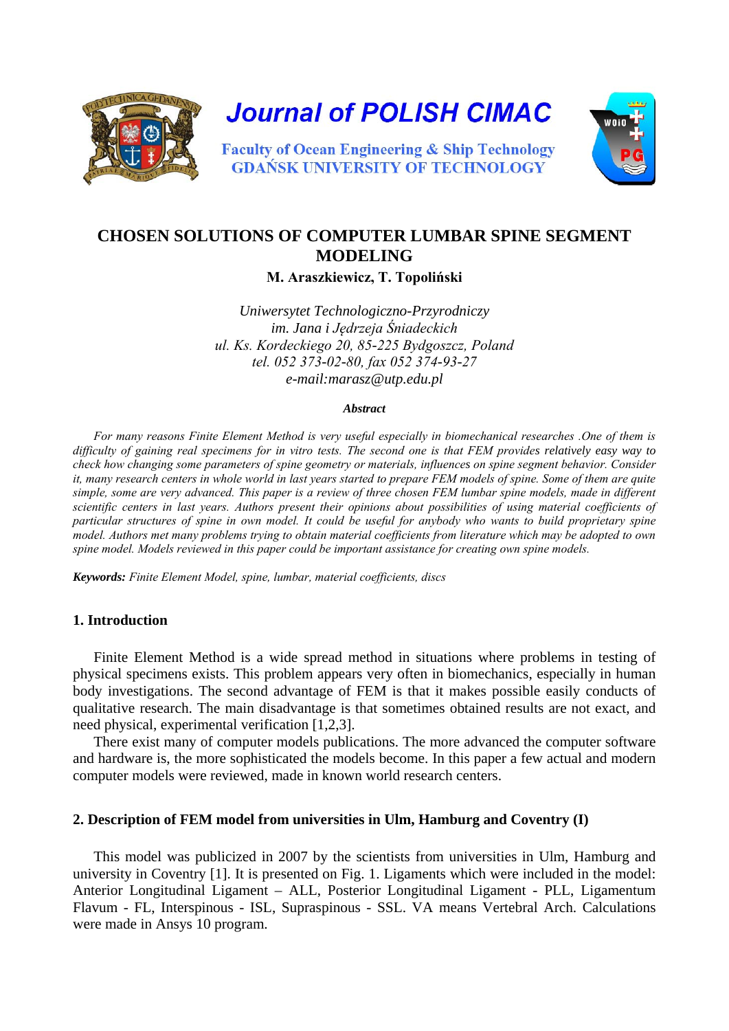Journal of POLISH CIMAC

Faculty of Ocean Engineering & Ship Technology
GDAŃSK UNIVERSITY OF TECHNOLOGY

# CHOSEN SOLUTIONS OF COMPUTER LUMBAR SPINE SEGMENT MODELING

**M. Araszkiewicz, T. Topoliński**

*Uniwersytet Technologiczno-Przyrodniczy*
*im. Jana i Jędrzeja Śniadeckich*
*ul. Ks. Kordeckiego 20, 85-225 Bydgoszcz, Poland*
*tel. 052 373-02-80, fax 052 374-93-27*
*e-mail:marasz@utp.edu.pl*

***Abstract***

*For many reasons Finite Element Method is very useful especially in biomechanical researches .One of them is difficulty of gaining real specimens for in vitro tests. The second one is that FEM provides relatively easy way to check how changing some parameters of spine geometry or materials, influences on spine segment behavior. Consider it, many research centers in whole world in last years started to prepare FEM models of spine. Some of them are quite simple, some are very advanced. This paper is a review of three chosen FEM lumbar spine models, made in different scientific centers in last years. Authors present their opinions about possibilities of using material coefficients of particular structures of spine in own model. It could be useful for anybody who wants to build proprietary spine model. Authors met many problems trying to obtain material coefficients from literature which may be adopted to own spine model. Models reviewed in this paper could be important assistance for creating own spine models.*

***Keywords:*** *Finite Element Model, spine, lumbar, material coefficients, discs*

## 1. Introduction

Finite Element Method is a wide spread method in situations where problems in testing of physical specimens exists. This problem appears very often in biomechanics, especially in human body investigations. The second advantage of FEM is that it makes possible easily conducts of qualitative research. The main disadvantage is that sometimes obtained results are not exact, and need physical, experimental verification [1,2,3].

There exist many of computer models publications. The more advanced the computer software and hardware is, the more sophisticated the models become. In this paper a few actual and modern computer models were reviewed, made in known world research centers.

## 2. Description of FEM model from universities in Ulm, Hamburg and Coventry (I)

This model was publicized in 2007 by the scientists from universities in Ulm, Hamburg and university in Coventry [1]. It is presented on Fig. 1. Ligaments which were included in the model: Anterior Longitudinal Ligament – ALL, Posterior Longitudinal Ligament - PLL, Ligamentum Flavum - FL, Interspinous - ISL, Supraspinous - SSL. VA means Vertebral Arch. Calculations were made in Ansys 10 program.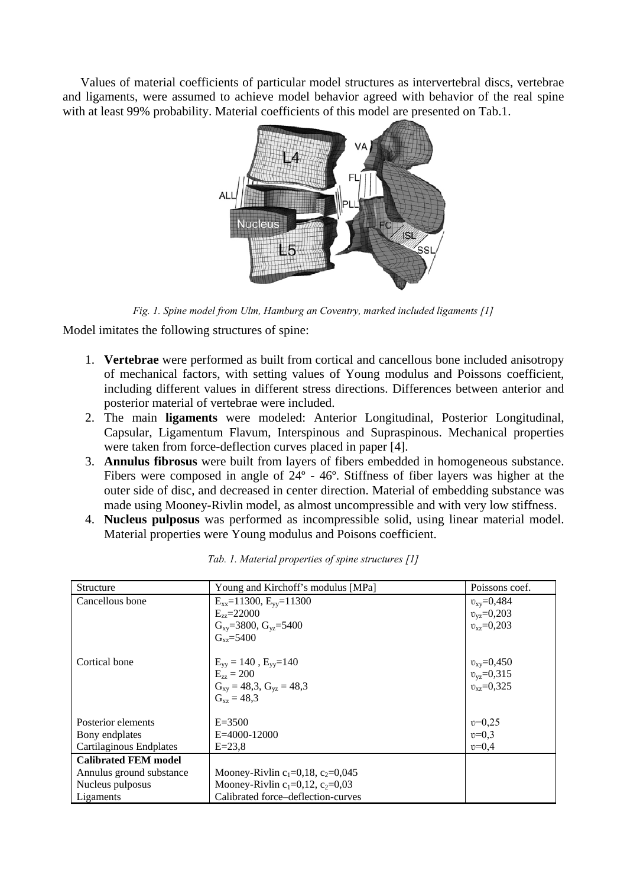Values of material coefficients of particular model structures as intervertebral discs, vertebrae and ligaments, were assumed to achieve model behavior agreed with behavior of the real spine with at least 99% probability. Material coefficients of this model are presented on Tab.1.

*Fig. 1. Spine model from Ulm, Hamburg an Coventry, marked included ligaments [1]*

Model imitates the following structures of spine:

1. **Vertebrae** were performed as built from cortical and cancellous bone included anisotropy of mechanical factors, with setting values of Young modulus and Poissons coefficient, including different values in different stress directions. Differences between anterior and posterior material of vertebrae were included.
2. The main **ligaments** were modeled: Anterior Longitudinal, Posterior Longitudinal, Capsular, Ligamentum Flavum, Interspinous and Supraspinous. Mechanical properties were taken from force-deflection curves placed in paper [4].
3. **Annulus fibrosus** were built from layers of fibers embedded in homogeneous substance. Fibers were composed in angle of 24º - 46º. Stiffness of fiber layers was higher at the outer side of disc, and decreased in center direction. Material of embedding substance was made using Mooney-Rivlin model, as almost uncompressible and with very low stiffness.
4. **Nucleus pulposus** was performed as incompressible solid, using linear material model. Material properties were Young modulus and Poisons coefficient.

*Tab. 1. Material properties of spine structures [1]*

| Structure | Young and Kirchoff's modulus [MPa] | Poissons coef. |
|---|---|---|
| Cancellous bone | $E_{xx}$=11300, $E_{yy}$=11300<br>$E_{zz}$=22000<br>$G_{xy}$=3800, $G_{yz}$=5400<br>$G_{xz}$=5400 | $\upsilon_{xy}$=0,484<br>$\upsilon_{yz}$=0,203<br>$\upsilon_{xz}$=0,203 |
| Cortical bone | $E_{yy}$ = 140 , $E_{yy}$=140<br>$E_{zz}$ = 200<br>$G_{xy}$ = 48,3, $G_{yz}$ = 48,3<br>$G_{xz}$ = 48,3 | $\upsilon_{xy}$=0,450<br>$\upsilon_{yz}$=0,315<br>$\upsilon_{xz}$=0,325 |
| Posterior elements | E=3500 | $\upsilon$=0,25 |
| Bony endplates | E=4000-12000 | $\upsilon$=0,3 |
| Cartilaginous Endplates | E=23,8 | $\upsilon$=0,4 |
| **Calibrated FEM model** | | |
| Annulus ground substance | Mooney-Rivlin $c_1$=0,18, $c_2$=0,045 | |
| Nucleus pulposus | Mooney-Rivlin $c_1$=0,12, $c_2$=0,03 | |
| Ligaments | Calibrated force–deflection-curves | |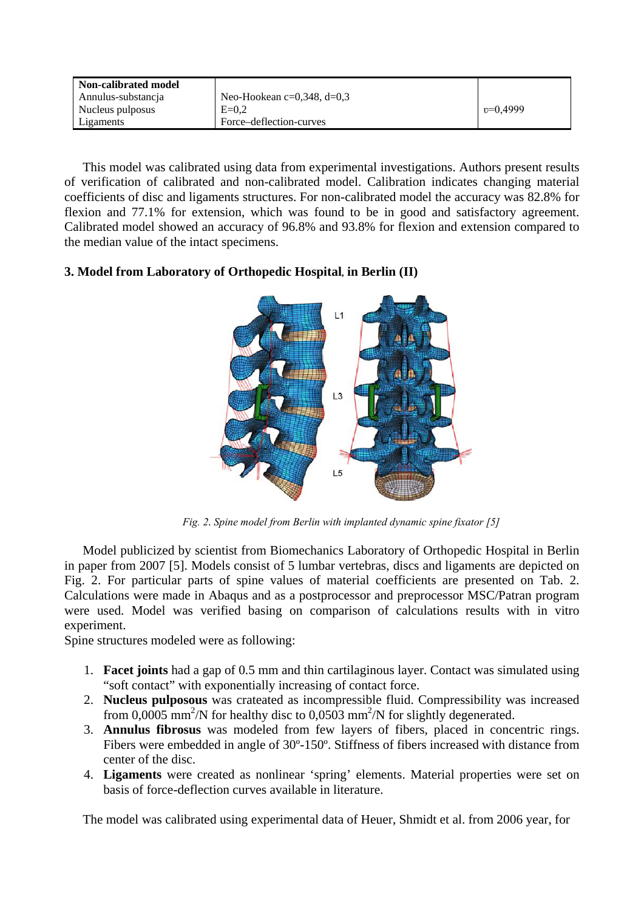| Non-calibrated model | | |
|---|---|---|
| Annulus-substancja<br>Nucleus pulposus<br>Ligaments | Neo-Hookean c=0,348, d=0,3<br>E=0,2<br>Force–deflection-curves | υ=0,4999 |

This model was calibrated using data from experimental investigations. Authors present results of verification of calibrated and non-calibrated model. Calibration indicates changing material coefficients of disc and ligaments structures. For non-calibrated model the accuracy was 82.8% for flexion and 77.1% for extension, which was found to be in good and satisfactory agreement. Calibrated model showed an accuracy of 96.8% and 93.8% for flexion and extension compared to the median value of the intact specimens.

### 3. Model from Laboratory of Orthopedic Hospital, in Berlin (II)

*Fig. 2. Spine model from Berlin with implanted dynamic spine fixator [5]*

Model publicized by scientist from Biomechanics Laboratory of Orthopedic Hospital in Berlin in paper from 2007 [5]. Models consist of 5 lumbar vertebras, discs and ligaments are depicted on Fig. 2. For particular parts of spine values of material coefficients are presented on Tab. 2. Calculations were made in Abaqus and as a postprocessor and preprocessor MSC/Patran program were used. Model was verified basing on comparison of calculations results with in vitro experiment.
Spine structures modeled were as following:

1. **Facet joints** had a gap of 0.5 mm and thin cartilaginous layer. Contact was simulated using "soft contact" with exponentially increasing of contact force.
2. **Nucleus pulposous** was crateated as incompressible fluid. Compressibility was increased from 0,0005 $mm^2$/N for healthy disc to 0,0503 $mm^2$/N for slightly degenerated.
3. **Annulus fibrosus** was modeled from few layers of fibers, placed in concentric rings. Fibers were embedded in angle of 30º-150º. Stiffness of fibers increased with distance from center of the disc.
4. **Ligaments** were created as nonlinear 'spring' elements. Material properties were set on basis of force-deflection curves available in literature.

The model was calibrated using experimental data of Heuer, Shmidt et al. from 2006 year, for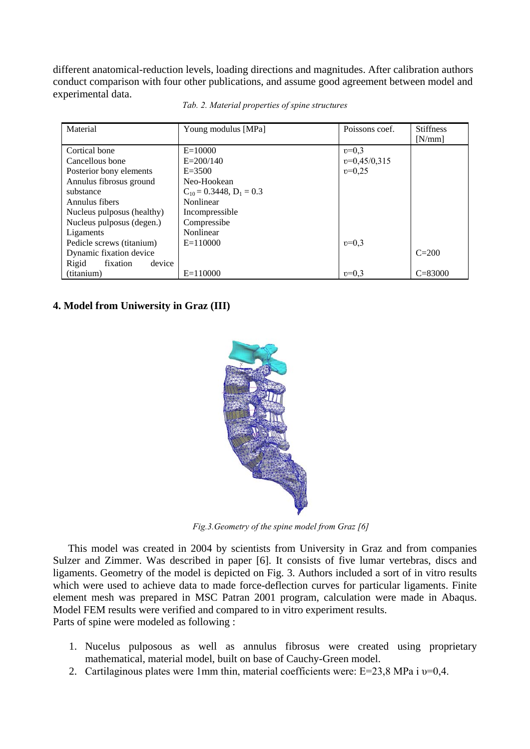different anatomical-reduction levels, loading directions and magnitudes. After calibration authors conduct comparison with four other publications, and assume good agreement between model and experimental data.

*Tab. 2. Material properties of spine structures*

| Material | Young modulus [MPa] | Poissons coef. | Stiffness [N/mm] |
|---|---|---|---|
| Cortical bone | E=10000 | υ=0,3 | |
| Cancellous bone | E=200/140 | υ=0,45/0,315 | |
| Posterior bony elements | E=3500 | υ=0,25 | |
| Annulus fibrosus ground substance | Neo-Hookean $C_{10} = 0.3448$, $D_1 = 0.3$ | | |
| Annulus fibers | Nonlinear | | |
| Nucleus pulposus (healthy) | Incompressible | | |
| Nucleus pulposus (degen.) | Compressibe | | |
| Ligaments | Nonlinear | | |
| Pedicle screws (titanium) | E=110000 | υ=0,3 | |
| Dynamic fixation device | | | C=200 |
| Rigid fixation device (titanium) | E=110000 | υ=0,3 | C=83000 |

**4. Model from Uniwersity in Graz (III)**

*Fig.3.Geometry of the spine model from Graz [6]*

This model was created in 2004 by scientists from University in Graz and from companies Sulzer and Zimmer. Was described in paper [6]. It consists of five lumar vertebras, discs and ligaments. Geometry of the model is depicted on Fig. 3. Authors included a sort of in vitro results which were used to achieve data to made force-deflection curves for particular ligaments. Finite element mesh was prepared in MSC Patran 2001 program, calculation were made in Abaqus. Model FEM results were verified and compared to in vitro experiment results.
Parts of spine were modeled as following :

1. Nucelus pulposous as well as annulus fibrosus were created using proprietary mathematical, material model, built on base of Cauchy-Green model.
2. Cartilaginous plates were 1mm thin, material coefficients were: E=23,8 MPa i υ=0,4.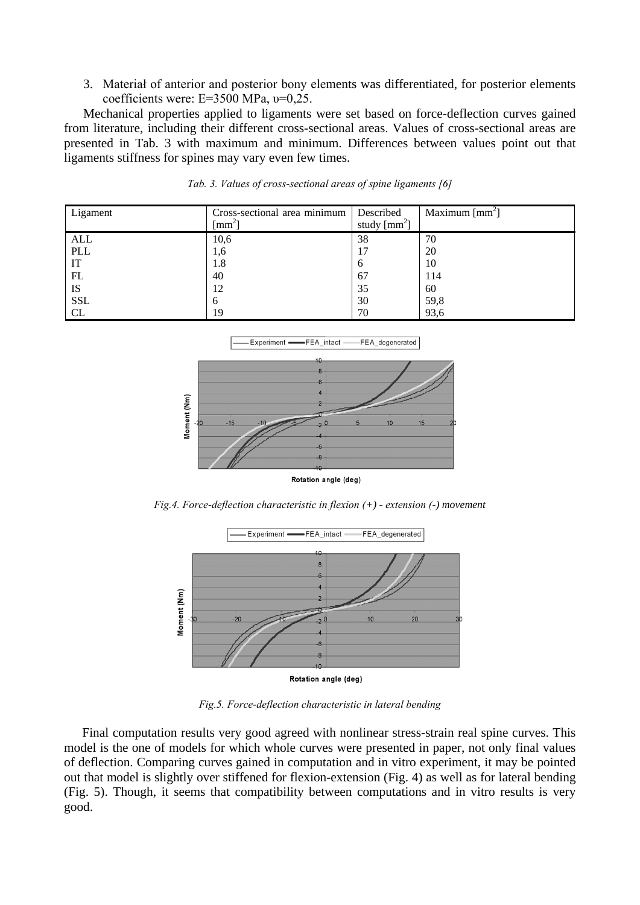3. Materiał of anterior and posterior bony elements was differentiated, for posterior elements coefficients were: E=3500 MPa, υ=0,25.

Mechanical properties applied to ligaments were set based on force-deflection curves gained from literature, including their different cross-sectional areas. Values of cross-sectional areas are presented in Tab. 3 with maximum and minimum. Differences between values point out that ligaments stiffness for spines may vary even few times.

*Tab. 3. Values of cross-sectional areas of spine ligaments [6]*

| Ligament | Cross-sectional area minimum [$mm^2$] | Described study [$mm^2$] | Maximum [$mm^2$] |
|---|---|---|---|
| ALL | 10,6 | 38 | 70 |
| PLL | 1,6 | 17 | 20 |
| IT | 1.8 | 6 | 10 |
| FL | 40 | 67 | 114 |
| IS | 12 | 35 | 60 |
| SSL | 6 | 30 | 59,8 |
| CL | 19 | 70 | 93,6 |

*Fig.4. Force-deflection characteristic in flexion (+) - extension (-) movement*

*Fig.5. Force-deflection characteristic in lateral bending*

Final computation results very good agreed with nonlinear stress-strain real spine curves. This model is the one of models for which whole curves were presented in paper, not only final values of deflection. Comparing curves gained in computation and in vitro experiment, it may be pointed out that model is slightly over stiffened for flexion-extension (Fig. 4) as well as for lateral bending (Fig. 5). Though, it seems that compatibility between computations and in vitro results is very good.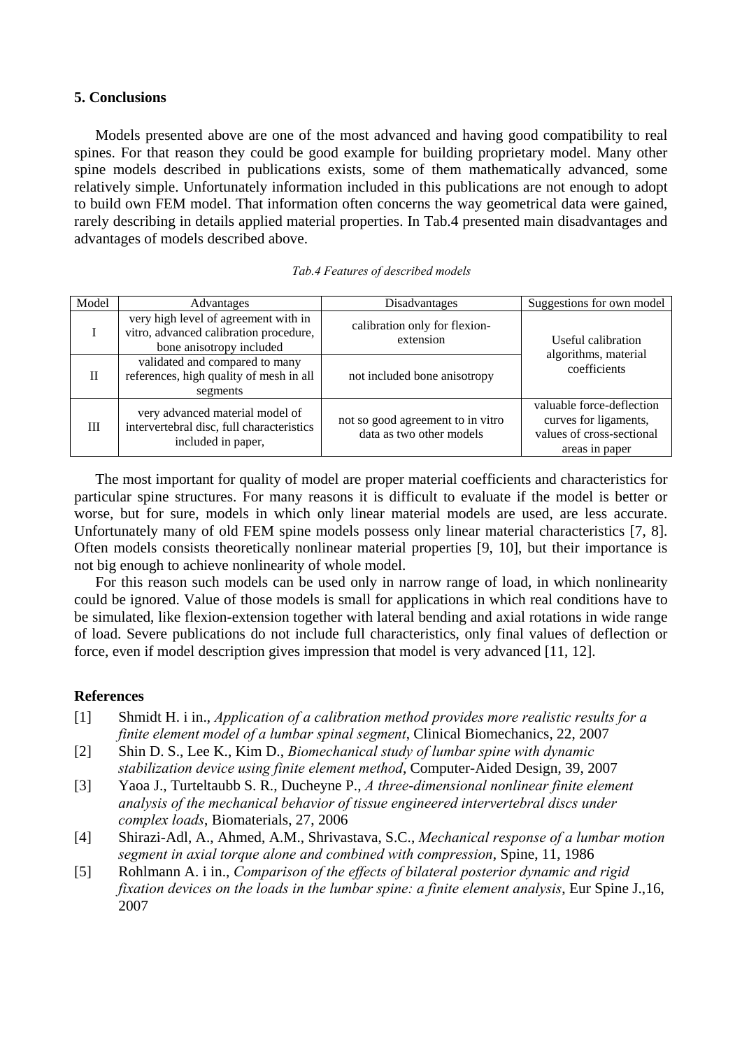## 5. Conclusions

Models presented above are one of the most advanced and having good compatibility to real spines. For that reason they could be good example for building proprietary model. Many other spine models described in publications exists, some of them mathematically advanced, some relatively simple. Unfortunately information included in this publications are not enough to adopt to build own FEM model. That information often concerns the way geometrical data were gained, rarely describing in details applied material properties. In Tab.4 presented main disadvantages and advantages of models described above.

*Tab.4 Features of described models*

| Model | Advantages | Disadvantages | Suggestions for own model |
|---|---|---|---|
| I | very high level of agreement with in vitro, advanced calibration procedure, bone anisotropy included | calibration only for flexion-extension | Useful calibration algorithms, material coefficients |
| II | validated and compared to many references, high quality of mesh in all segments | not included bone anisotropy | |
| III | very advanced material model of intervertebral disc, full characteristics included in paper, | not so good agreement to in vitro data as two other models | valuable force-deflection curves for ligaments, values of cross-sectional areas in paper |

The most important for quality of model are proper material coefficients and characteristics for particular spine structures. For many reasons it is difficult to evaluate if the model is better or worse, but for sure, models in which only linear material models are used, are less accurate. Unfortunately many of old FEM spine models possess only linear material characteristics [7, 8]. Often models consists theoretically nonlinear material properties [9, 10], but their importance is not big enough to achieve nonlinearity of whole model.

For this reason such models can be used only in narrow range of load, in which nonlinearity could be ignored. Value of those models is small for applications in which real conditions have to be simulated, like flexion-extension together with lateral bending and axial rotations in wide range of load. Severe publications do not include full characteristics, only final values of deflection or force, even if model description gives impression that model is very advanced [11, 12].

## References

[1] Shmidt H. i in., *Application of a calibration method provides more realistic results for a finite element model of a lumbar spinal segment*, Clinical Biomechanics, 22, 2007

[2] Shin D. S., Lee K., Kim D., *Biomechanical study of lumbar spine with dynamic stabilization device using finite element method*, Computer-Aided Design, 39, 2007

[3] Yaoa J., Turteltaubb S. R., Ducheyne P., *A three-dimensional nonlinear finite element analysis of the mechanical behavior of tissue engineered intervertebral discs under complex loads*, Biomaterials, 27, 2006

[4] Shirazi-Adl, A., Ahmed, A.M., Shrivastava, S.C., *Mechanical response of a lumbar motion segment in axial torque alone and combined with compression*, Spine, 11, 1986

[5] Rohlmann A. i in., *Comparison of the effects of bilateral posterior dynamic and rigid fixation devices on the loads in the lumbar spine: a finite element analysis*, Eur Spine J.,16, 2007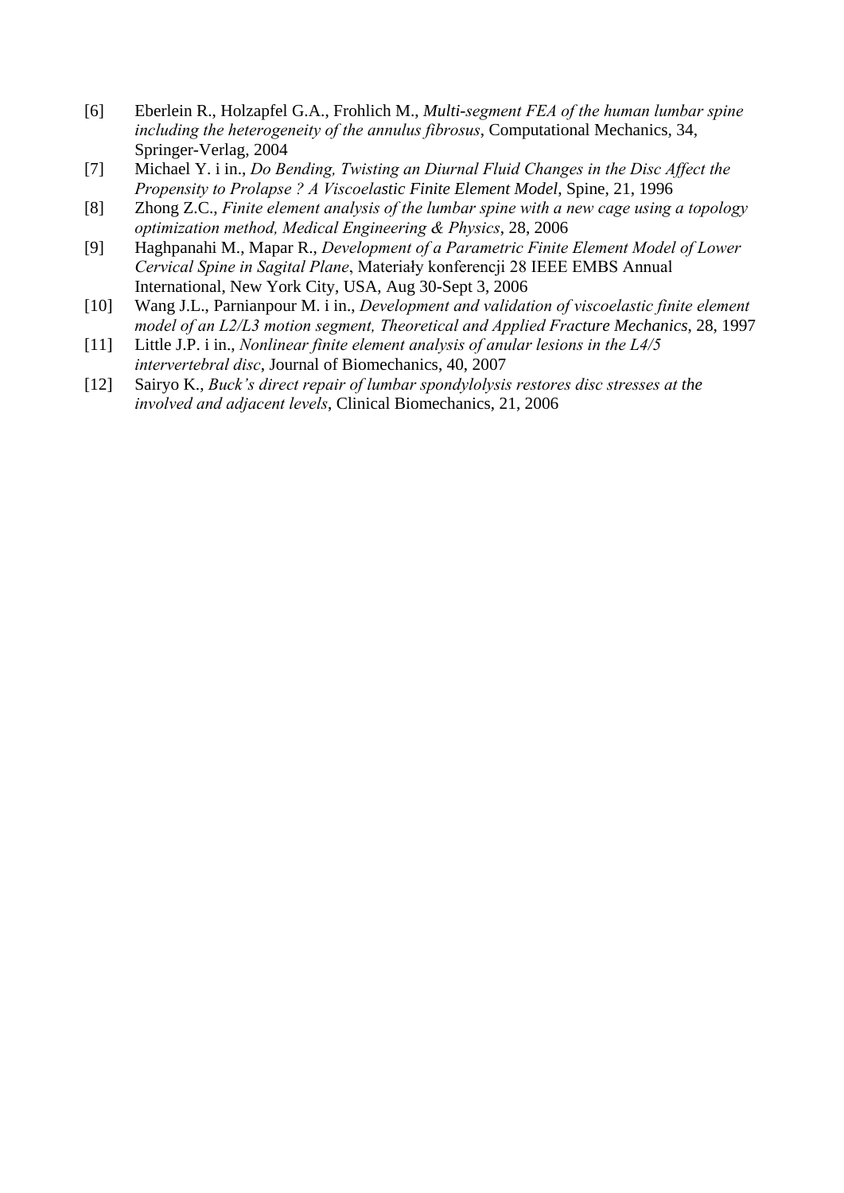[6] Eberlein R., Holzapfel G.A., Frohlich M., *Multi-segment FEA of the human lumbar spine including the heterogeneity of the annulus fibrosus*, Computational Mechanics, 34, Springer-Verlag, 2004

[7] Michael Y. i in., *Do Bending, Twisting an Diurnal Fluid Changes in the Disc Affect the Propensity to Prolapse ? A Viscoelastic Finite Element Model*, Spine, 21, 1996

[8] Zhong Z.C., *Finite element analysis of the lumbar spine with a new cage using a topology optimization method, Medical Engineering & Physics*, 28, 2006

[9] Haghpanahi M., Mapar R., *Development of a Parametric Finite Element Model of Lower Cervical Spine in Sagital Plane*, Materiały konferencji 28 IEEE EMBS Annual International, New York City, USA, Aug 30-Sept 3, 2006

[10] Wang J.L., Parnianpour M. i in., *Development and validation of viscoelastic finite element model of an L2/L3 motion segment, Theoretical and Applied Fracture Mechanics*, 28, 1997

[11] Little J.P. i in., *Nonlinear finite element analysis of anular lesions in the L4/5 intervertebral disc*, Journal of Biomechanics, 40, 2007

[12] Sairyo K., *Buck's direct repair of lumbar spondylolysis restores disc stresses at the involved and adjacent levels*, Clinical Biomechanics, 21, 2006